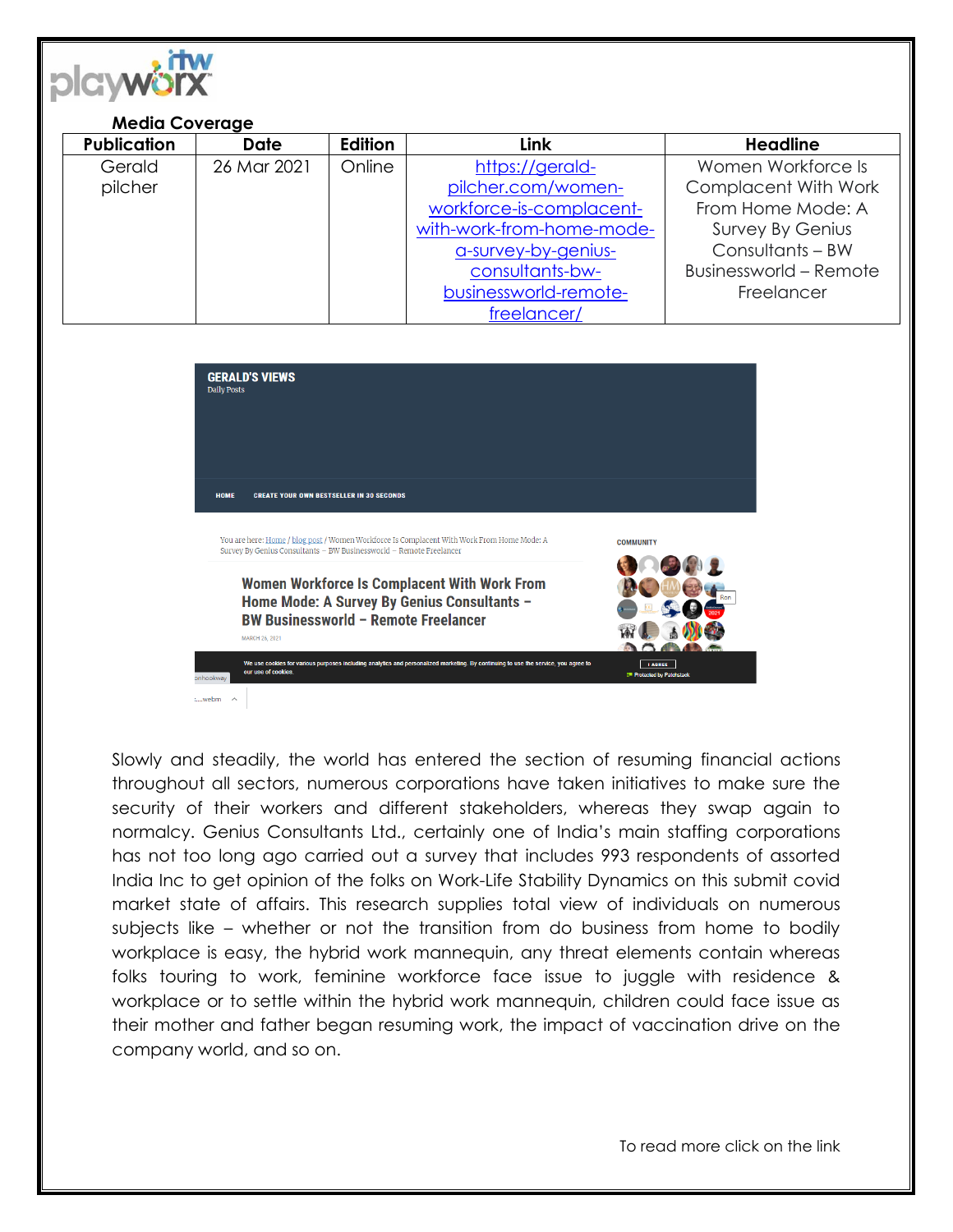**Media Coverage**

| Publication | Date | Edition | Link | Headline |
|---|---|---|---|---|
| Gerald pilcher | 26 Mar 2021 | Online | https://gerald-pilcher.com/women-workforce-is-complacent-with-work-from-home-mode-a-survey-by-genius-consultants-bw-businessworld-remote-freelancer/ | Women Workforce Is Complacent With Work From Home Mode: A Survey By Genius Consultants – BW Businessworld – Remote Freelancer |

Slowly and steadily, the world has entered the section of resuming financial actions throughout all sectors, numerous corporations have taken initiatives to make sure the security of their workers and different stakeholders, whereas they swap again to normalcy. Genius Consultants Ltd., certainly one of India's main staffing corporations has not too long ago carried out a survey that includes 993 respondents of assorted India Inc to get opinion of the folks on Work-Life Stability Dynamics on this submit covid market state of affairs. This research supplies total view of individuals on numerous subjects like – whether or not the transition from do business from home to bodily workplace is easy, the hybrid work mannequin, any threat elements contain whereas folks touring to work, feminine workforce face issue to juggle with residence & workplace or to settle within the hybrid work mannequin, children could face issue as their mother and father began resuming work, the impact of vaccination drive on the company world, and so on.

To read more click on the link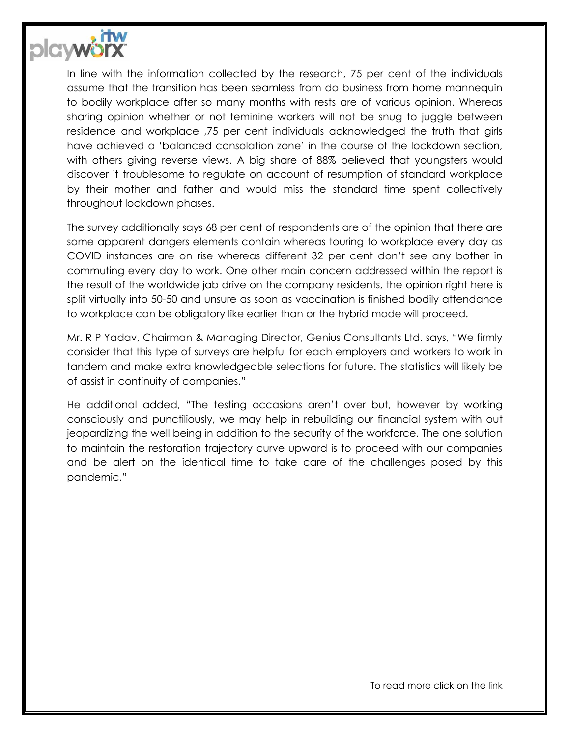In line with the information collected by the research, 75 per cent of the individuals assume that the transition has been seamless from do business from home mannequin to bodily workplace after so many months with rests are of various opinion. Whereas sharing opinion whether or not feminine workers will not be snug to juggle between residence and workplace ,75 per cent individuals acknowledged the truth that girls have achieved a 'balanced consolation zone' in the course of the lockdown section, with others giving reverse views. A big share of 88% believed that youngsters would discover it troublesome to regulate on account of resumption of standard workplace by their mother and father and would miss the standard time spent collectively throughout lockdown phases.

The survey additionally says 68 per cent of respondents are of the opinion that there are some apparent dangers elements contain whereas touring to workplace every day as COVID instances are on rise whereas different 32 per cent don't see any bother in commuting every day to work. One other main concern addressed within the report is the result of the worldwide jab drive on the company residents, the opinion right here is split virtually into 50-50 and unsure as soon as vaccination is finished bodily attendance to workplace can be obligatory like earlier than or the hybrid mode will proceed.

Mr. R P Yadav, Chairman & Managing Director, Genius Consultants Ltd. says, "We firmly consider that this type of surveys are helpful for each employers and workers to work in tandem and make extra knowledgeable selections for future. The statistics will likely be of assist in continuity of companies."

He additional added, "The testing occasions aren't over but, however by working consciously and punctiliously, we may help in rebuilding our financial system with out jeopardizing the well being in addition to the security of the workforce. The one solution to maintain the restoration trajectory curve upward is to proceed with our companies and be alert on the identical time to take care of the challenges posed by this pandemic."

To read more click on the link